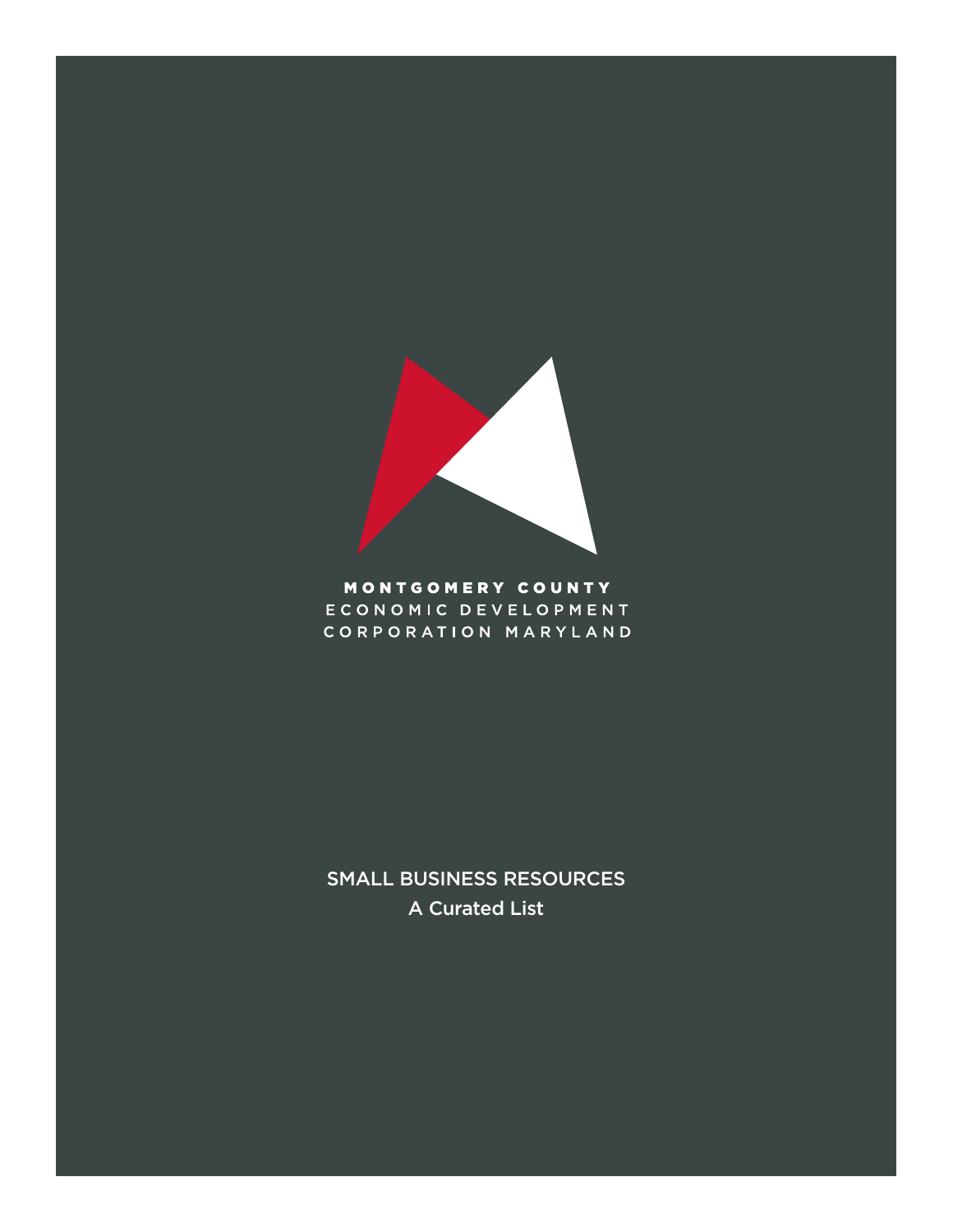MONTGOMERY COUNTY
ECONOMIC DEVELOPMENT
CORPORATION MARYLAND

# SMALL BUSINESS RESOURCES

## A Curated List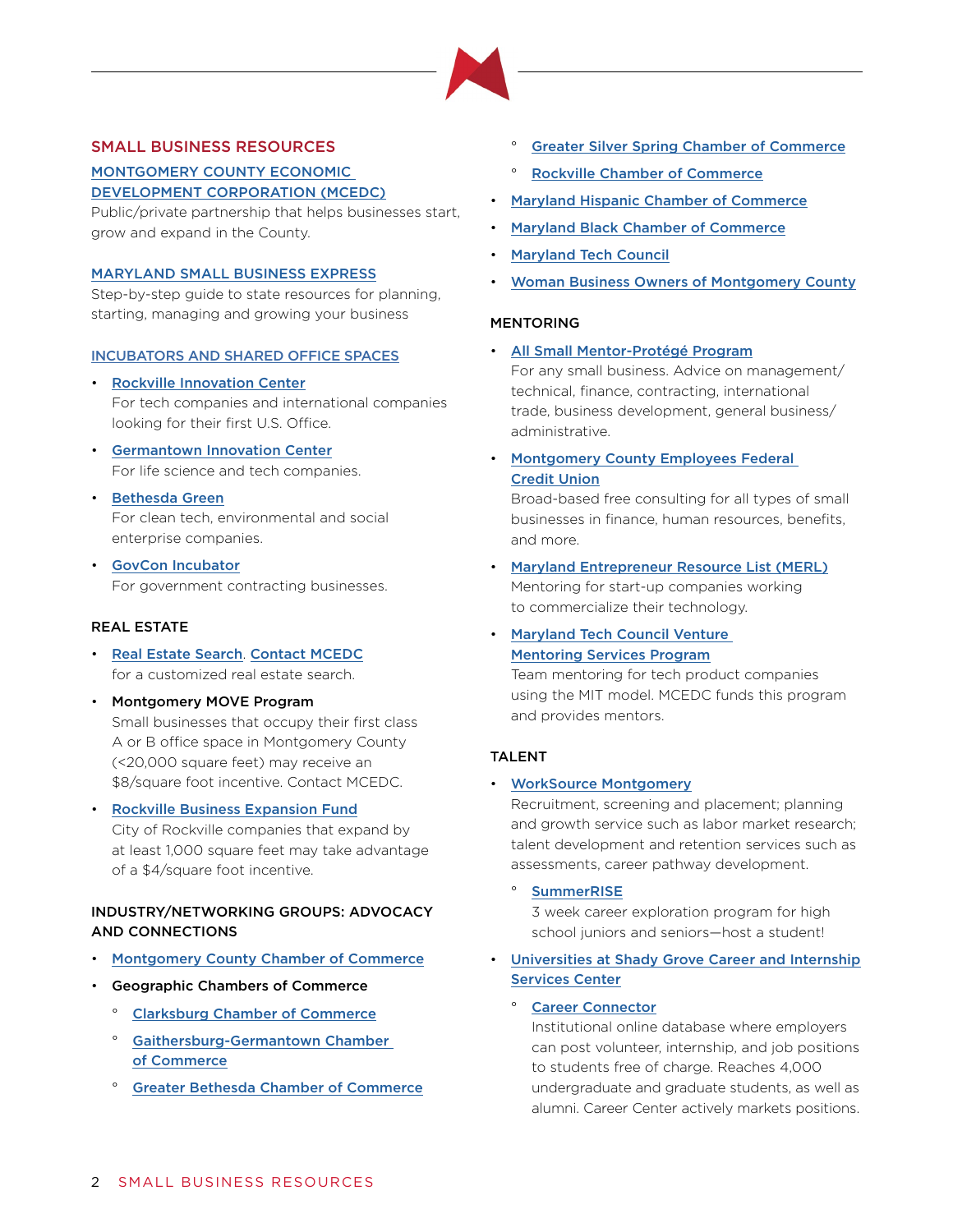## SMALL BUSINESS RESOURCES

### MONTGOMERY COUNTY ECONOMIC DEVELOPMENT CORPORATION (MCEDC)

Public/private partnership that helps businesses start, grow and expand in the County.

### MARYLAND SMALL BUSINESS EXPRESS

Step-by-step guide to state resources for planning, starting, managing and growing your business

### INCUBATORS AND SHARED OFFICE SPACES

- Rockville Innovation Center
  For tech companies and international companies looking for their first U.S. Office.
- Germantown Innovation Center
  For life science and tech companies.
- Bethesda Green
  For clean tech, environmental and social enterprise companies.
- GovCon Incubator
  For government contracting businesses.

### REAL ESTATE

- Real Estate Search. Contact MCEDC for a customized real estate search.
- Montgomery MOVE Program
  Small businesses that occupy their first class A or B office space in Montgomery County (<20,000 square feet) may receive an $8/square foot incentive. Contact MCEDC.
- Rockville Business Expansion Fund
  City of Rockville companies that expand by at least 1,000 square feet may take advantage of a $4/square foot incentive.

### INDUSTRY/NETWORKING GROUPS: ADVOCACY AND CONNECTIONS

- Montgomery County Chamber of Commerce
- Geographic Chambers of Commerce
  - Clarksburg Chamber of Commerce
  - Gaithersburg-Germantown Chamber of Commerce
  - Greater Bethesda Chamber of Commerce
  - Greater Silver Spring Chamber of Commerce
  - Rockville Chamber of Commerce
- Maryland Hispanic Chamber of Commerce
- Maryland Black Chamber of Commerce
- Maryland Tech Council
- Woman Business Owners of Montgomery County

### MENTORING

- All Small Mentor-Protégé Program
  For any small business. Advice on management/technical, finance, contracting, international trade, business development, general business/administrative.
- Montgomery County Employees Federal Credit Union
  Broad-based free consulting for all types of small businesses in finance, human resources, benefits, and more.
- Maryland Entrepreneur Resource List (MERL)
  Mentoring for start-up companies working to commercialize their technology.
- Maryland Tech Council Venture Mentoring Services Program
  Team mentoring for tech product companies using the MIT model. MCEDC funds this program and provides mentors.

### TALENT

- WorkSource Montgomery
  Recruitment, screening and placement; planning and growth service such as labor market research; talent development and retention services such as assessments, career pathway development.
  - SummerRISE
    3 week career exploration program for high school juniors and seniors—host a student!
- Universities at Shady Grove Career and Internship Services Center
  - Career Connector
    Institutional online database where employers can post volunteer, internship, and job positions to students free of charge. Reaches 4,000 undergraduate and graduate students, as well as alumni. Career Center actively markets positions.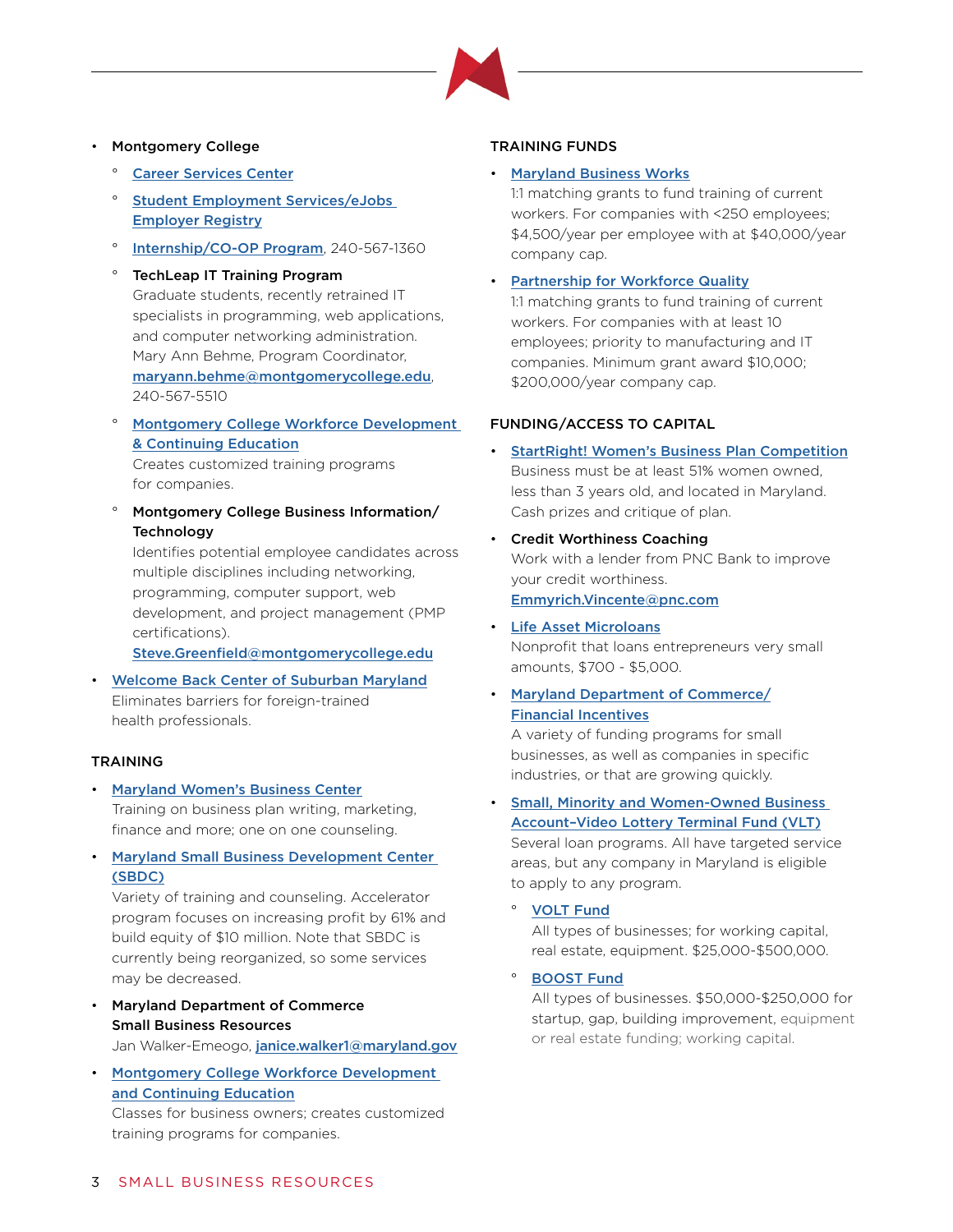- Montgomery College
    - Career Services Center
    - Student Employment Services/eJobs Employer Registry
    - Internship/CO-OP Program, 240-567-1360
    - TechLeap IT Training Program
      Graduate students, recently retrained IT specialists in programming, web applications, and computer networking administration. Mary Ann Behme, Program Coordinator, maryann.behme@montgomerycollege.edu, 240-567-5510
    - Montgomery College Workforce Development & Continuing Education
      Creates customized training programs for companies.
    - Montgomery College Business Information/ Technology
      Identifies potential employee candidates across multiple disciplines including networking, programming, computer support, web development, and project management (PMP certifications).
      Steve.Greenfield@montgomerycollege.edu
- Welcome Back Center of Suburban Maryland
  Eliminates barriers for foreign-trained health professionals.

## TRAINING

- Maryland Women's Business Center
  Training on business plan writing, marketing, finance and more; one on one counseling.
- Maryland Small Business Development Center (SBDC)
  Variety of training and counseling. Accelerator program focuses on increasing profit by 61% and build equity of $10 million. Note that SBDC is currently being reorganized, so some services may be decreased.
- Maryland Department of Commerce Small Business Resources
  Jan Walker-Emeogo, janice.walker1@maryland.gov
- Montgomery College Workforce Development and Continuing Education
  Classes for business owners; creates customized training programs for companies.

## TRAINING FUNDS

- Maryland Business Works
  1:1 matching grants to fund training of current workers. For companies with <250 employees; $4,500/year per employee with at $40,000/year company cap.
- Partnership for Workforce Quality
  1:1 matching grants to fund training of current workers. For companies with at least 10 employees; priority to manufacturing and IT companies. Minimum grant award $10,000; $200,000/year company cap.

## FUNDING/ACCESS TO CAPITAL

- StartRight! Women's Business Plan Competition
  Business must be at least 51% women owned, less than 3 years old, and located in Maryland. Cash prizes and critique of plan.
- Credit Worthiness Coaching
  Work with a lender from PNC Bank to improve your credit worthiness.
  Emmyrich.Vincente@pnc.com
- Life Asset Microloans
  Nonprofit that loans entrepreneurs very small amounts, $700 - $5,000.
- Maryland Department of Commerce/ Financial Incentives
  A variety of funding programs for small businesses, as well as companies in specific industries, or that are growing quickly.
- Small, Minority and Women-Owned Business Account–Video Lottery Terminal Fund (VLT)
  Several loan programs. All have targeted service areas, but any company in Maryland is eligible to apply to any program.
    - VOLT Fund
      All types of businesses; for working capital, real estate, equipment. $25,000-$500,000.
    - BOOST Fund
      All types of businesses. $50,000-$250,000 for startup, gap, building improvement, equipment or real estate funding; working capital.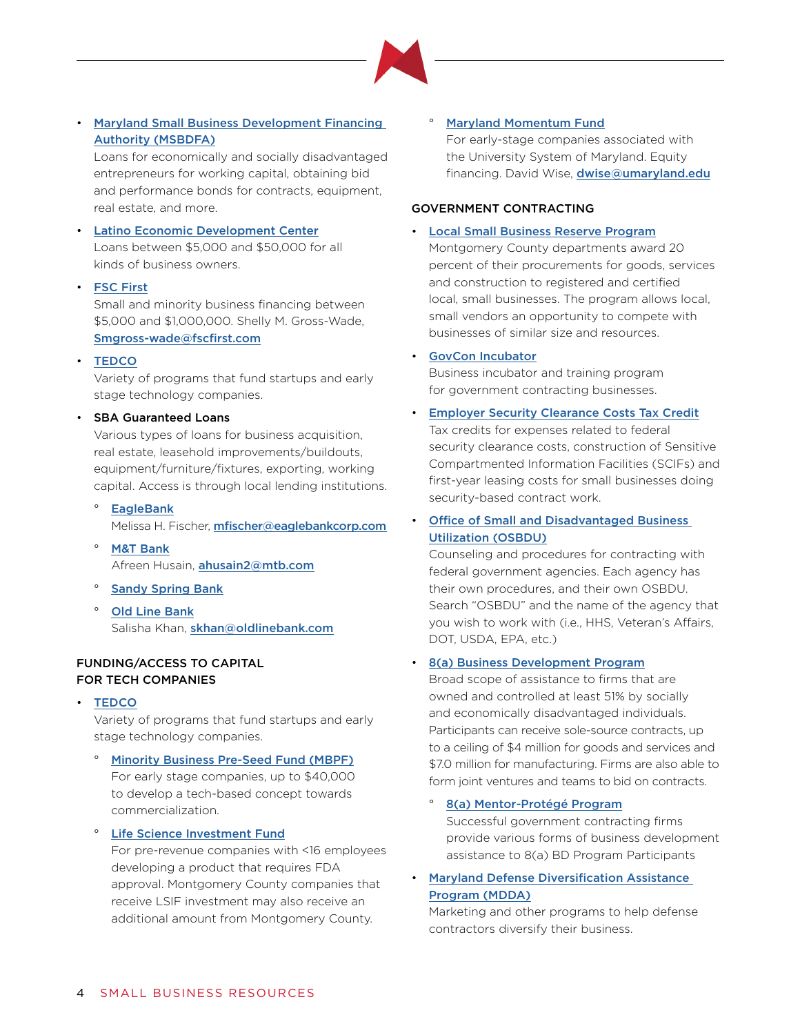- **Maryland Small Business Development Financing Authority (MSBDFA)**
  Loans for economically and socially disadvantaged entrepreneurs for working capital, obtaining bid and performance bonds for contracts, equipment, real estate, and more.

- **Latino Economic Development Center**
  Loans between $5,000 and $50,000 for all kinds of business owners.

- **FSC First**
  Small and minority business financing between $5,000 and $1,000,000. Shelly M. Gross-Wade, Smgross-wade@fscfirst.com

- **TEDCO**
  Variety of programs that fund startups and early stage technology companies.

- **SBA Guaranteed Loans**
  Various types of loans for business acquisition, real estate, leasehold improvements/buildouts, equipment/furniture/fixtures, exporting, working capital. Access is through local lending institutions.
  - **EagleBank**
    Melissa H. Fischer, mfischer@eaglebankcorp.com
  - **M&T Bank**
    Afreen Husain, ahusain2@mtb.com
  - **Sandy Spring Bank**
  - **Old Line Bank**
    Salisha Khan, skhan@oldlinebank.com

## FUNDING/ACCESS TO CAPITAL FOR TECH COMPANIES

- **TEDCO**
  Variety of programs that fund startups and early stage technology companies.
  - **Minority Business Pre-Seed Fund (MBPF)**
    For early stage companies, up to $40,000 to develop a tech-based concept towards commercialization.
  - **Life Science Investment Fund**
    For pre-revenue companies with <16 employees developing a product that requires FDA approval. Montgomery County companies that receive LSIF investment may also receive an additional amount from Montgomery County.
  - **Maryland Momentum Fund**
    For early-stage companies associated with the University System of Maryland. Equity financing. David Wise, dwise@umaryland.edu

## GOVERNMENT CONTRACTING

- **Local Small Business Reserve Program**
  Montgomery County departments award 20 percent of their procurements for goods, services and construction to registered and certified local, small businesses. The program allows local, small vendors an opportunity to compete with businesses of similar size and resources.

- **GovCon Incubator**
  Business incubator and training program for government contracting businesses.

- **Employer Security Clearance Costs Tax Credit**
  Tax credits for expenses related to federal security clearance costs, construction of Sensitive Compartmented Information Facilities (SCIFs) and first-year leasing costs for small businesses doing security-based contract work.

- **Office of Small and Disadvantaged Business Utilization (OSBDU)**
  Counseling and procedures for contracting with federal government agencies. Each agency has their own procedures, and their own OSBDU. Search "OSBDU" and the name of the agency that you wish to work with (i.e., HHS, Veteran's Affairs, DOT, USDA, EPA, etc.)

- **8(a) Business Development Program**
  Broad scope of assistance to firms that are owned and controlled at least 51% by socially and economically disadvantaged individuals. Participants can receive sole-source contracts, up to a ceiling of $4 million for goods and services and $7.0 million for manufacturing. Firms are also able to form joint ventures and teams to bid on contracts.
  - **8(a) Mentor-Protégé Program**
    Successful government contracting firms provide various forms of business development assistance to 8(a) BD Program Participants

- **Maryland Defense Diversification Assistance Program (MDDA)**
  Marketing and other programs to help defense contractors diversify their business.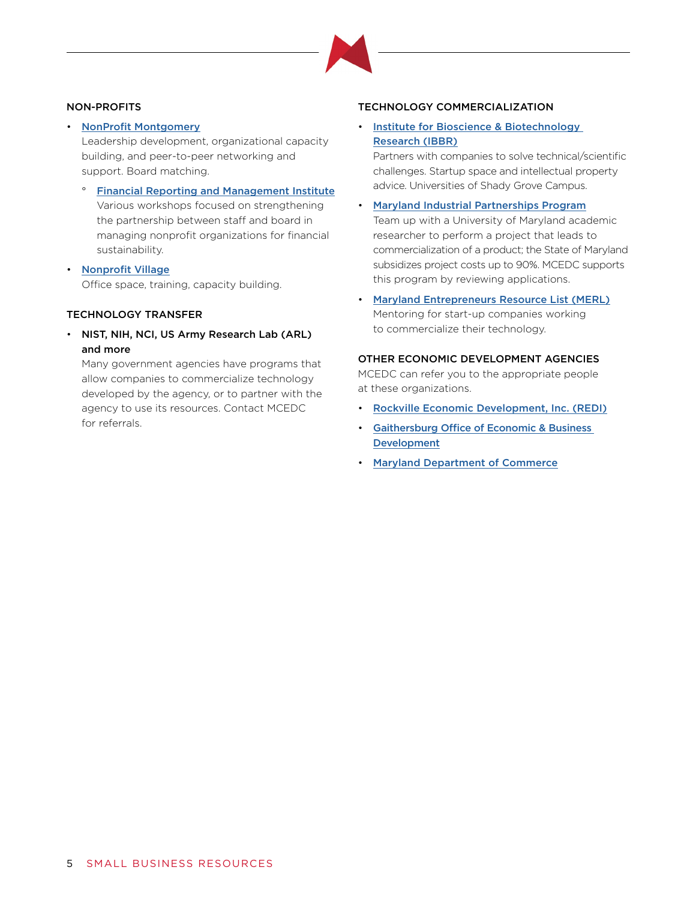### NON-PROFITS

- **NonProfit Montgomery**
  Leadership development, organizational capacity building, and peer-to-peer networking and support. Board matching.
  - **Financial Reporting and Management Institute**
    Various workshops focused on strengthening the partnership between staff and board in managing nonprofit organizations for financial sustainability.
- **Nonprofit Village**
  Office space, training, capacity building.

### TECHNOLOGY TRANSFER

- **NIST, NIH, NCI, US Army Research Lab (ARL) and more**
  Many government agencies have programs that allow companies to commercialize technology developed by the agency, or to partner with the agency to use its resources. Contact MCEDC for referrals.

### TECHNOLOGY COMMERCIALIZATION

- **Institute for Bioscience & Biotechnology Research (IBBR)**
  Partners with companies to solve technical/scientific challenges. Startup space and intellectual property advice. Universities of Shady Grove Campus.
- **Maryland Industrial Partnerships Program**
  Team up with a University of Maryland academic researcher to perform a project that leads to commercialization of a product; the State of Maryland subsidizes project costs up to 90%. MCEDC supports this program by reviewing applications.
- **Maryland Entrepreneurs Resource List (MERL)**
  Mentoring for start-up companies working to commercialize their technology.

### OTHER ECONOMIC DEVELOPMENT AGENCIES

MCEDC can refer you to the appropriate people at these organizations.

- **Rockville Economic Development, Inc. (REDI)**
- **Gaithersburg Office of Economic & Business Development**
- **Maryland Department of Commerce**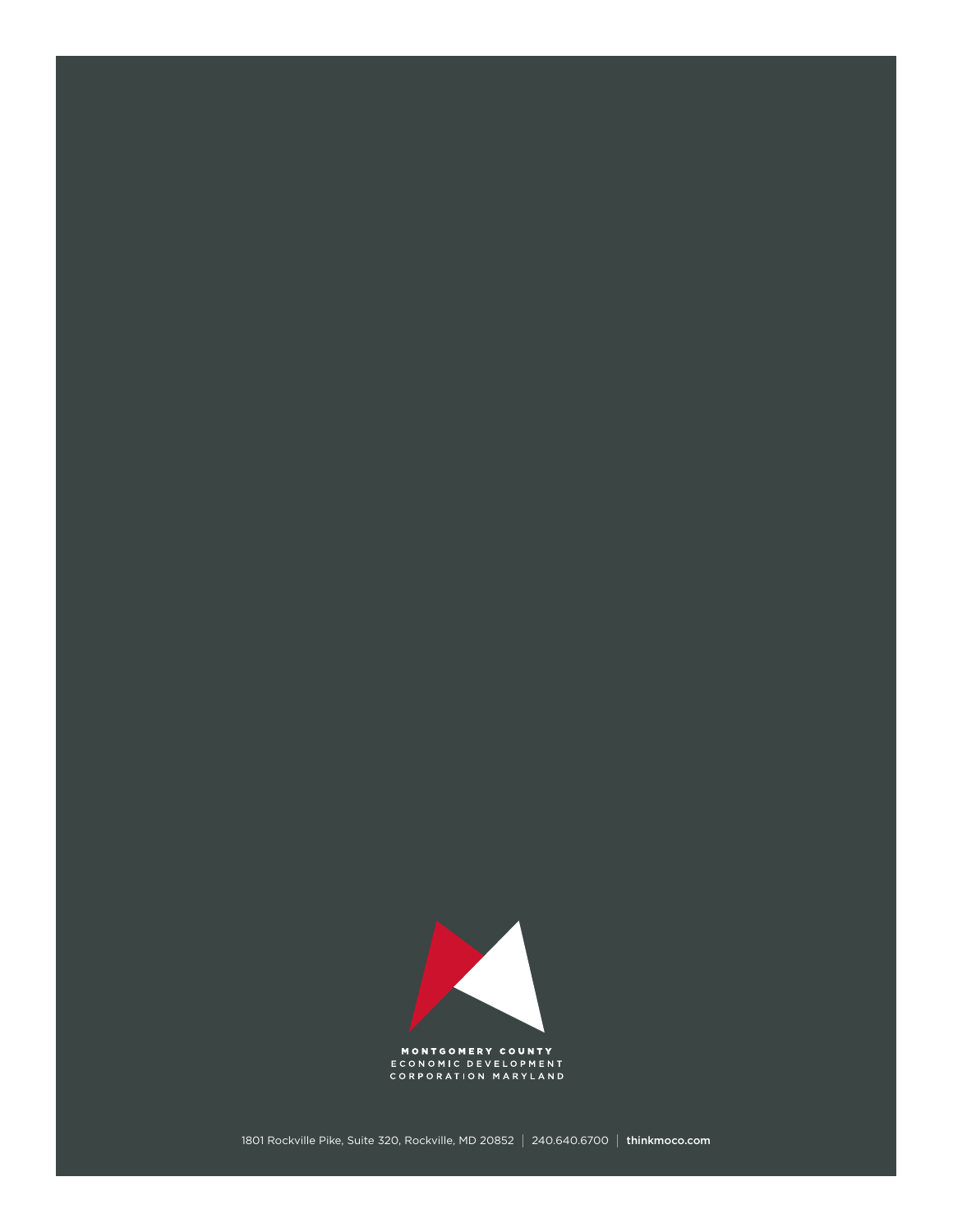MONTGOMERY COUNTY
ECONOMIC DEVELOPMENT
CORPORATION MARYLAND

1801 Rockville Pike, Suite 320, Rockville, MD 20852 | 240.640.6700 | **thinkmoco.com**